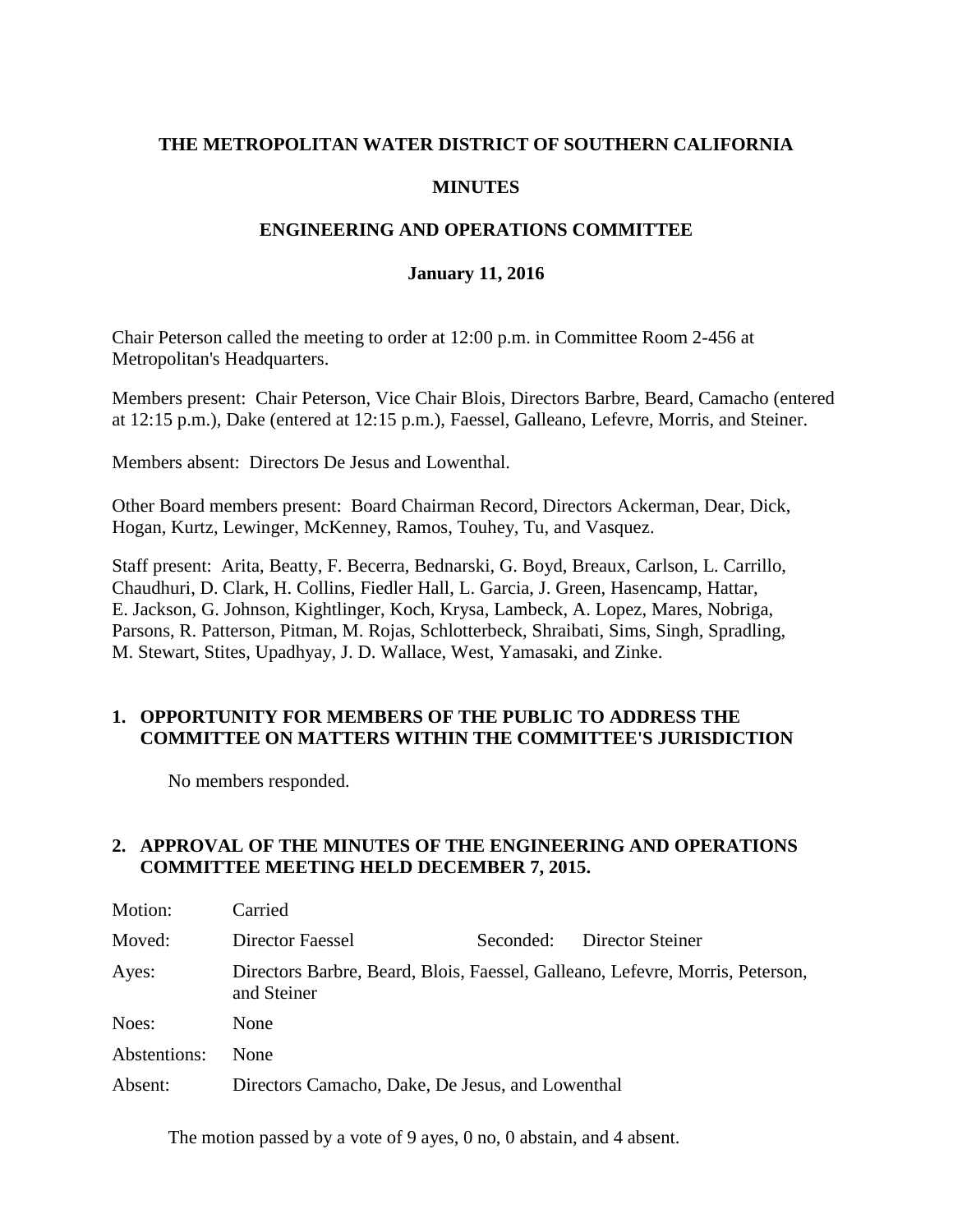**THE METROPOLITAN WATER DISTRICT OF SOUTHERN CALIFORNIA**

**MINUTES**

**ENGINEERING AND OPERATIONS COMMITTEE**

**January 11, 2016**

Chair Peterson called the meeting to order at 12:00 p.m. in Committee Room 2-456 at Metropolitan's Headquarters.

Members present: Chair Peterson, Vice Chair Blois, Directors Barbre, Beard, Camacho (entered at 12:15 p.m.), Dake (entered at 12:15 p.m.), Faessel, Galleano, Lefevre, Morris, and Steiner.

Members absent: Directors De Jesus and Lowenthal.

Other Board members present: Board Chairman Record, Directors Ackerman, Dear, Dick, Hogan, Kurtz, Lewinger, McKenney, Ramos, Touhey, Tu, and Vasquez.

Staff present: Arita, Beatty, F. Becerra, Bednarski, G. Boyd, Breaux, Carlson, L. Carrillo, Chaudhuri, D. Clark, H. Collins, Fiedler Hall, L. Garcia, J. Green, Hasencamp, Hattar, E. Jackson, G. Johnson, Kightlinger, Koch, Krysa, Lambeck, A. Lopez, Mares, Nobriga, Parsons, R. Patterson, Pitman, M. Rojas, Schlotterbeck, Shraibati, Sims, Singh, Spradling, M. Stewart, Stites, Upadhyay, J. D. Wallace, West, Yamasaki, and Zinke.

**1. OPPORTUNITY FOR MEMBERS OF THE PUBLIC TO ADDRESS THE COMMITTEE ON MATTERS WITHIN THE COMMITTEE'S JURISDICTION**

No members responded.

**2. APPROVAL OF THE MINUTES OF THE ENGINEERING AND OPERATIONS COMMITTEE MEETING HELD DECEMBER 7, 2015.**

| | | | |
|---|---|---|---|
| Motion: | Carried | | |
| Moved: | Director Faessel | Seconded: | Director Steiner |
| Ayes: | Directors Barbre, Beard, Blois, Faessel, Galleano, Lefevre, Morris, Peterson, and Steiner | | |
| Noes: | None | | |
| Abstentions: | None | | |
| Absent: | Directors Camacho, Dake, De Jesus, and Lowenthal | | |

The motion passed by a vote of 9 ayes, 0 no, 0 abstain, and 4 absent.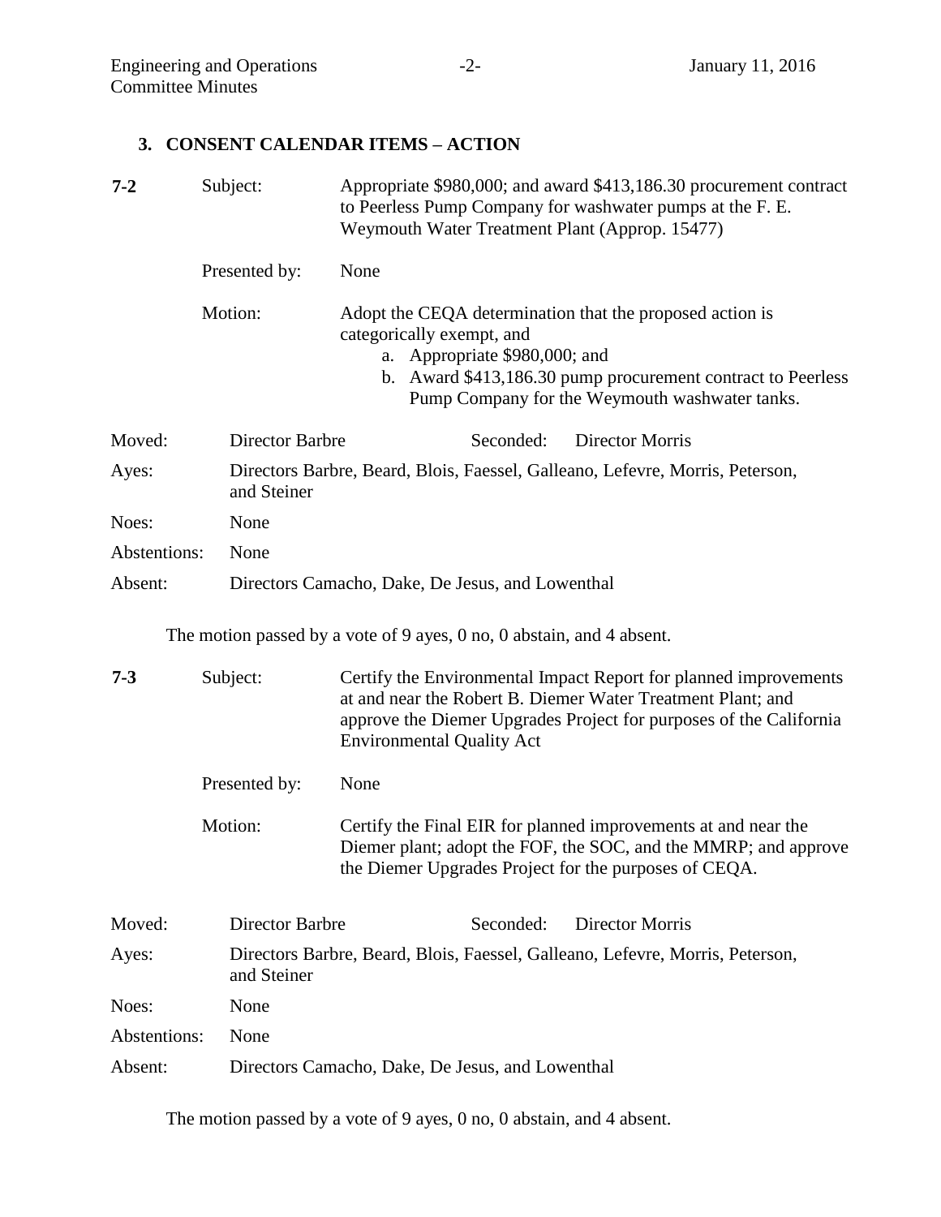### 3. CONSENT CALENDAR ITEMS – ACTION

**7-2** Subject: Appropriate $980,000; and award $413,186.30 procurement contract to Peerless Pump Company for washwater pumps at the F. E. Weymouth Water Treatment Plant (Approp. 15477)

Presented by: None

Motion: Adopt the CEQA determination that the proposed action is categorically exempt, and

a. Appropriate $980,000; and
b. Award $413,186.30 pump procurement contract to Peerless Pump Company for the Weymouth washwater tanks.

| | | | |
|---|---|---|---|
| Moved: | Director Barbre | Seconded: | Director Morris |
| Ayes: | Directors Barbre, Beard, Blois, Faessel, Galleano, Lefevre, Morris, Peterson, and Steiner | | |
| Noes: | None | | |
| Abstentions: | None | | |
| Absent: | Directors Camacho, Dake, De Jesus, and Lowenthal | | |

The motion passed by a vote of 9 ayes, 0 no, 0 abstain, and 4 absent.

**7-3** Subject: Certify the Environmental Impact Report for planned improvements at and near the Robert B. Diemer Water Treatment Plant; and approve the Diemer Upgrades Project for purposes of the California Environmental Quality Act

Presented by: None

Motion: Certify the Final EIR for planned improvements at and near the Diemer plant; adopt the FOF, the SOC, and the MMRP; and approve the Diemer Upgrades Project for the purposes of CEQA.

| | | | |
|---|---|---|---|
| Moved: | Director Barbre | Seconded: | Director Morris |
| Ayes: | Directors Barbre, Beard, Blois, Faessel, Galleano, Lefevre, Morris, Peterson, and Steiner | | |
| Noes: | None | | |
| Abstentions: | None | | |
| Absent: | Directors Camacho, Dake, De Jesus, and Lowenthal | | |

The motion passed by a vote of 9 ayes, 0 no, 0 abstain, and 4 absent.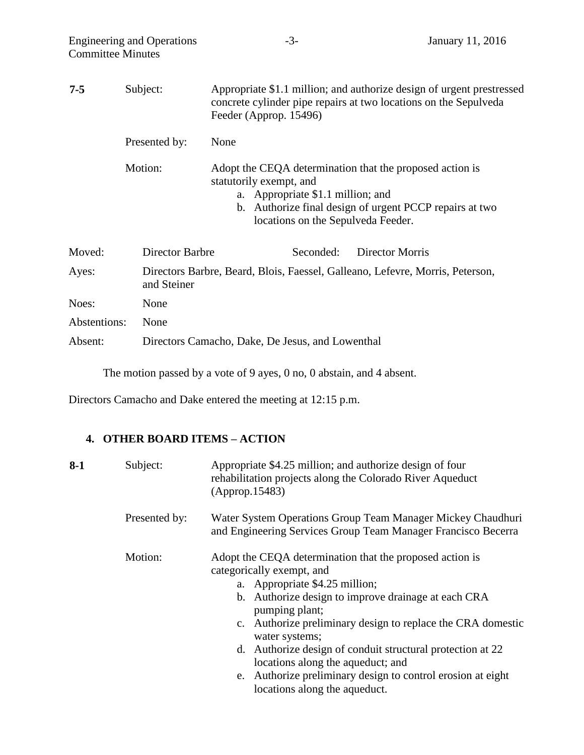| | | |
|---|---|---|
| **7-5** | Subject: | Appropriate \$1.1 million; and authorize design of urgent prestressed concrete cylinder pipe repairs at two locations on the Sepulveda Feeder (Approp. 15496) |
| | Presented by: | None |
| | Motion: | Adopt the CEQA determination that the proposed action is statutorily exempt, and<br>a. Appropriate \$1.1 million; and<br>b. Authorize final design of urgent PCCP repairs at two locations on the Sepulveda Feeder. |

| | | | |
|---|---|---|---|
| Moved: | Director Barbre | Seconded: | Director Morris |
| Ayes: | Directors Barbre, Beard, Blois, Faessel, Galleano, Lefevre, Morris, Peterson, and Steiner | | |
| Noes: | None | | |
| Abstentions: | None | | |
| Absent: | Directors Camacho, Dake, De Jesus, and Lowenthal | | |

The motion passed by a vote of 9 ayes, 0 no, 0 abstain, and 4 absent.

Directors Camacho and Dake entered the meeting at 12:15 p.m.

## 4. OTHER BOARD ITEMS – ACTION

| | | |
|---|---|---|
| **8-1** | Subject: | Appropriate \$4.25 million; and authorize design of four rehabilitation projects along the Colorado River Aqueduct (Approp.15483) |
| | Presented by: | Water System Operations Group Team Manager Mickey Chaudhuri and Engineering Services Group Team Manager Francisco Becerra |
| | Motion: | Adopt the CEQA determination that the proposed action is categorically exempt, and<br>a. Appropriate \$4.25 million;<br>b. Authorize design to improve drainage at each CRA pumping plant;<br>c. Authorize preliminary design to replace the CRA domestic water systems;<br>d. Authorize design of conduit structural protection at 22 locations along the aqueduct; and<br>e. Authorize preliminary design to control erosion at eight locations along the aqueduct. |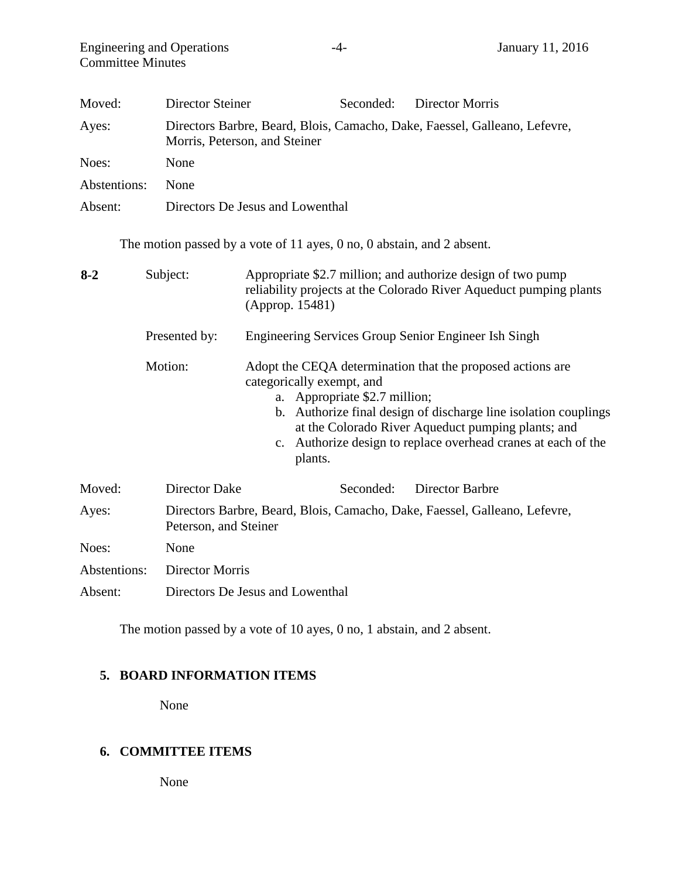| | |
|---|---|
| Moved: | Director Steiner      Seconded: Director Morris |
| Ayes: | Directors Barbre, Beard, Blois, Camacho, Dake, Faessel, Galleano, Lefevre, Morris, Peterson, and Steiner |
| Noes: | None |
| Abstentions: | None |
| Absent: | Directors De Jesus and Lowenthal |

The motion passed by a vote of 11 ayes, 0 no, 0 abstain, and 2 absent.

**8-2**

| | |
|---|---|
| Subject: | Appropriate \$2.7 million; and authorize design of two pump reliability projects at the Colorado River Aqueduct pumping plants (Approp. 15481) |
| Presented by: | Engineering Services Group Senior Engineer Ish Singh |

Motion: Adopt the CEQA determination that the proposed actions are categorically exempt, and

a. Appropriate \$2.7 million;
b. Authorize final design of discharge line isolation couplings at the Colorado River Aqueduct pumping plants; and
c. Authorize design to replace overhead cranes at each of the plants.

| | |
|---|---|
| Moved: | Director Dake      Seconded: Director Barbre |
| Ayes: | Directors Barbre, Beard, Blois, Camacho, Dake, Faessel, Galleano, Lefevre, Peterson, and Steiner |
| Noes: | None |
| Abstentions: | Director Morris |
| Absent: | Directors De Jesus and Lowenthal |

The motion passed by a vote of 10 ayes, 0 no, 1 abstain, and 2 absent.

## 5. BOARD INFORMATION ITEMS

None

## 6. COMMITTEE ITEMS

None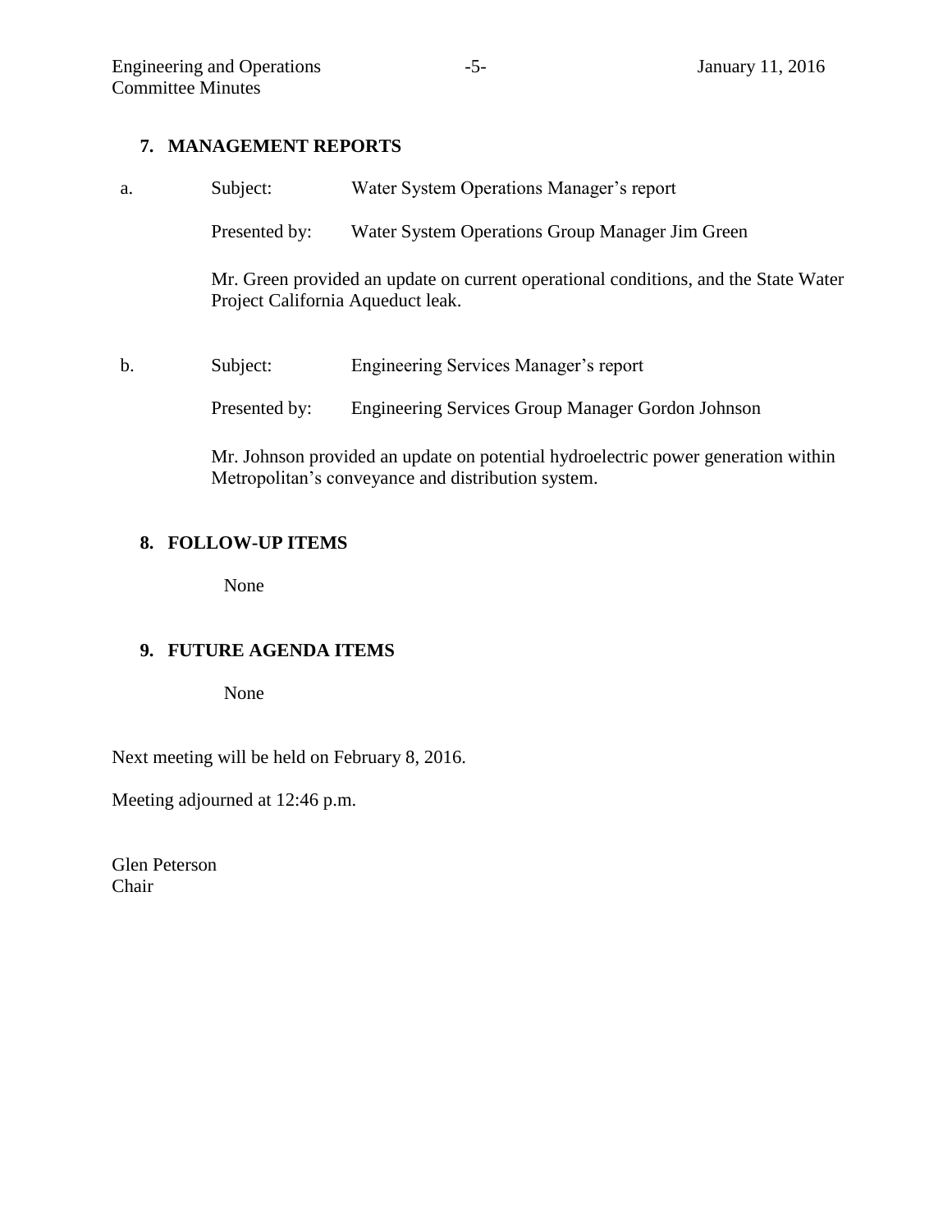## 7. MANAGEMENT REPORTS

a. Subject: Water System Operations Manager's report

Presented by: Water System Operations Group Manager Jim Green

Mr. Green provided an update on current operational conditions, and the State Water Project California Aqueduct leak.

b. Subject: Engineering Services Manager's report

Presented by: Engineering Services Group Manager Gordon Johnson

Mr. Johnson provided an update on potential hydroelectric power generation within Metropolitan's conveyance and distribution system.

## 8. FOLLOW-UP ITEMS

None

## 9. FUTURE AGENDA ITEMS

None

Next meeting will be held on February 8, 2016.

Meeting adjourned at 12:46 p.m.

Glen Peterson
Chair